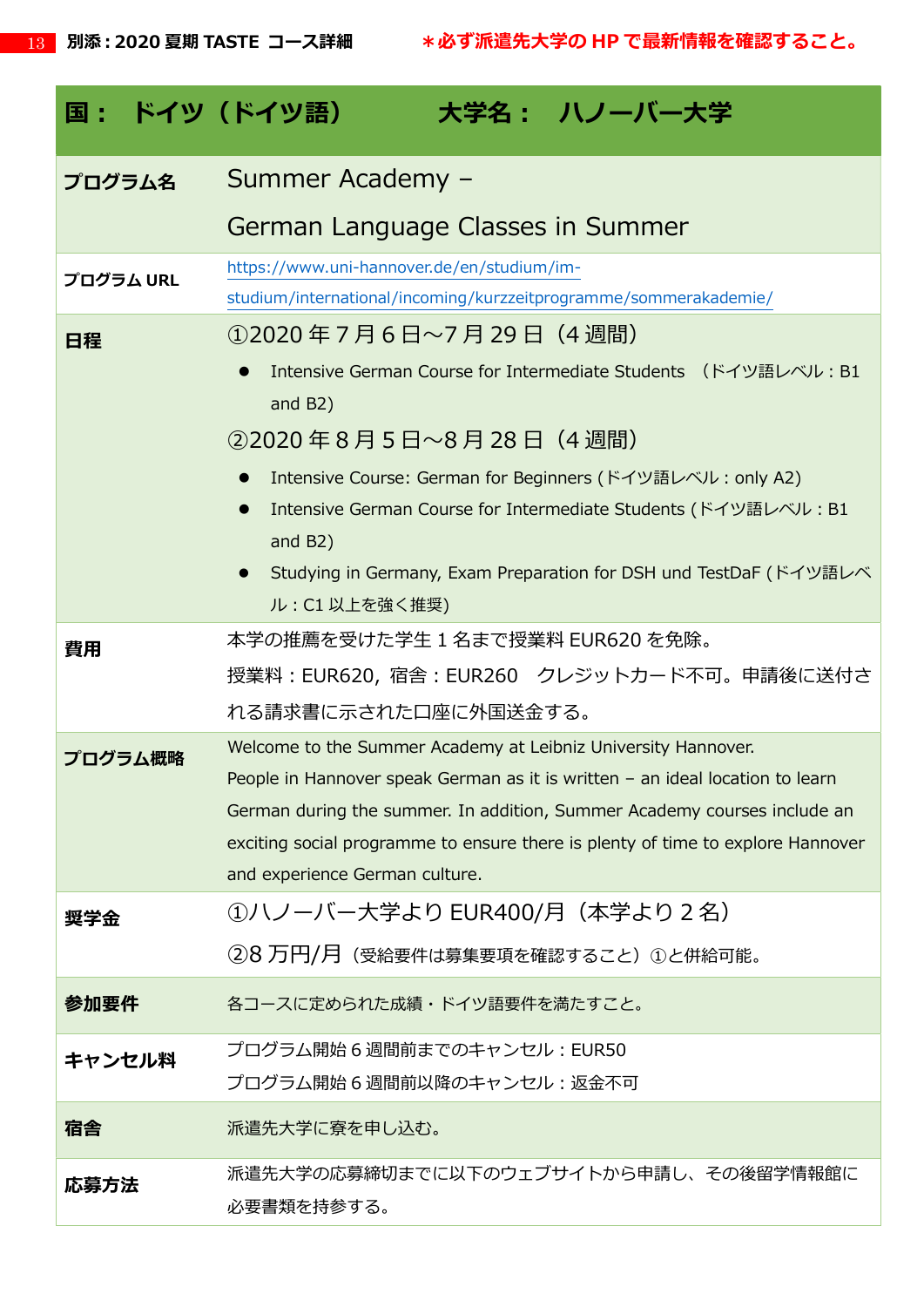別添：2020 夏期 TASTE コース詳細　＊必ず派遣先大学の HP で最新情報を確認すること。

| 国：　ドイツ（ドイツ語）　　　大学名：　ハノーバー大学 | |
|---|---|
| プログラム名 | Summer Academy – German Language Classes in Summer |
| プログラム URL | https://www.uni-hannover.de/en/studium/im-studium/international/incoming/kurzzeitprogramme/sommerakademie/ |
| 日程 | ①2020 年 7 月 6 日～7 月 29 日（4 週間）<br>● Intensive German Course for Intermediate Students （ドイツ語レベル：B1 and B2）<br>②2020 年 8 月 5 日～8 月 28 日（4 週間）<br>● Intensive Course: German for Beginners (ドイツ語レベル：only A2)<br>● Intensive German Course for Intermediate Students (ドイツ語レベル：B1 and B2)<br>● Studying in Germany, Exam Preparation for DSH und TestDaF (ドイツ語レベル：C1 以上を強く推奨) |
| 費用 | 本学の推薦を受けた学生 1 名まで授業料 EUR620 を免除。<br>授業料：EUR620, 宿舎：EUR260　クレジットカード不可。申請後に送付される請求書に示された口座に外国送金する。 |
| プログラム概略 | Welcome to the Summer Academy at Leibniz University Hannover.<br>People in Hannover speak German as it is written – an ideal location to learn German during the summer. In addition, Summer Academy courses include an exciting social programme to ensure there is plenty of time to explore Hannover and experience German culture. |
| 奨学金 | ①ハノーバー大学より EUR400/月（本学より 2 名）<br>②8 万円/月（受給要件は募集要項を確認すること）①と併給可能。 |
| 参加要件 | 各コースに定められた成績・ドイツ語要件を満たすこと。 |
| キャンセル料 | プログラム開始 6 週間前までのキャンセル：EUR50<br>プログラム開始 6 週間前以降のキャンセル：返金不可 |
| 宿舎 | 派遣先大学に寮を申し込む。 |
| 応募方法 | 派遣先大学の応募締切までに以下のウェブサイトから申請し、その後留学情報館に必要書類を持参する。 |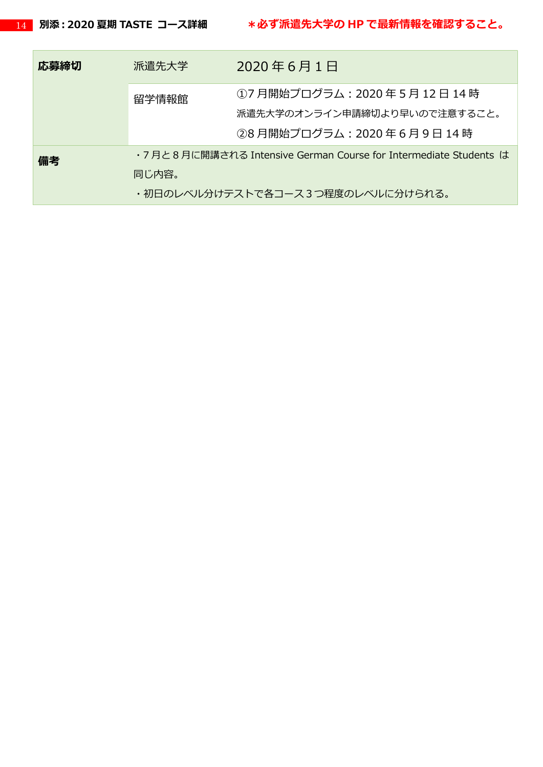| | | |
|---|---|---|
| **応募締切** | 派遣先大学 | 2020年6月1日 |
| | 留学情報館 | ①7月開始プログラム：2020年5月12日14時<br>派遣先大学のオンライン申請締切より早いので注意すること。<br>②8月開始プログラム：2020年6月9日14時 |
| **備考** | ・7月と8月に開講される Intensive German Course for Intermediate Students は同じ内容。<br>・初日のレベル分けテストで各コース3つ程度のレベルに分けられる。 | |